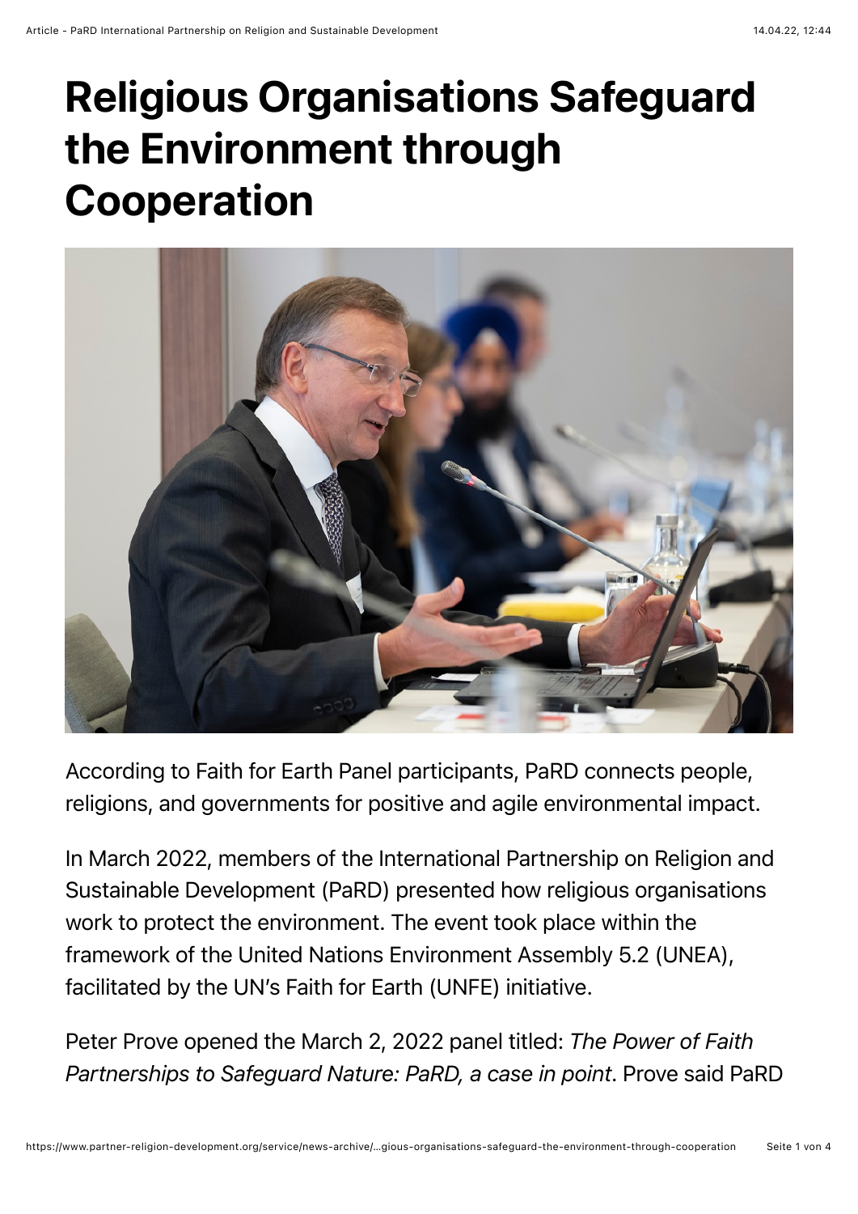# Religious Organisations Safeguard the Environment through Cooperation

According to Faith for Earth Panel participants, PaRD connects people, religions, and governments for positive and agile environmental impact.

In March 2022, members of the International Partnership on Religion and Sustainable Development (PaRD) presented how religious organisations work to protect the environment. The event took place within the framework of the United Nations Environment Assembly 5.2 (UNEA), facilitated by the UN's Faith for Earth (UNFE) initiative.

Peter Prove opened the March 2, 2022 panel titled: *The Power of Faith Partnerships to Safeguard Nature: PaRD, a case in point*. Prove said PaRD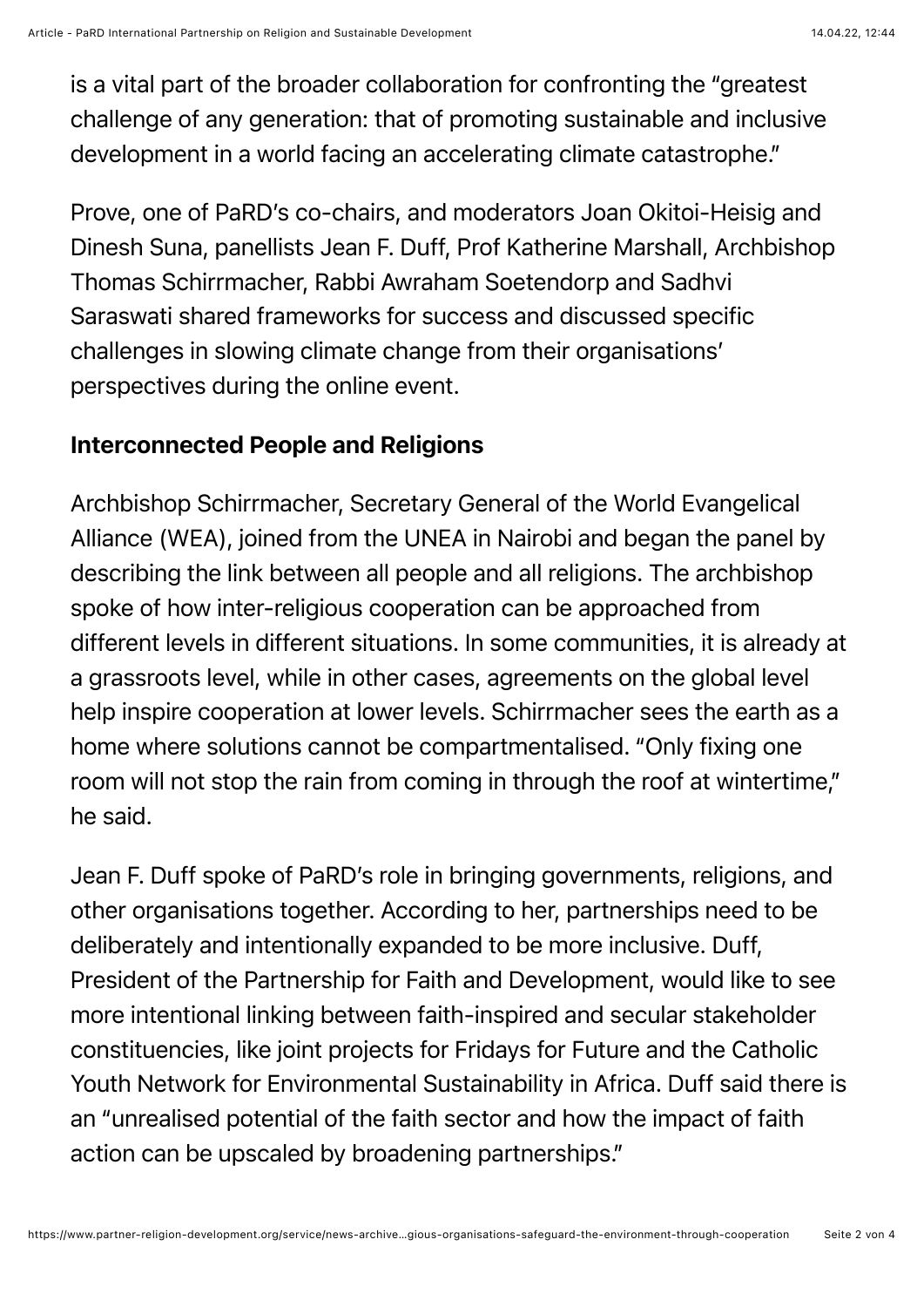is a vital part of the broader collaboration for confronting the "greatest challenge of any generation: that of promoting sustainable and inclusive development in a world facing an accelerating climate catastrophe."

Prove, one of PaRD's co-chairs, and moderators Joan Okitoi-Heisig and Dinesh Suna, panellists Jean F. Duff, Prof Katherine Marshall, Archbishop Thomas Schirrmacher, Rabbi Awraham Soetendorp and Sadhvi Saraswati shared frameworks for success and discussed specific challenges in slowing climate change from their organisations' perspectives during the online event.

**Interconnected People and Religions**

Archbishop Schirrmacher, Secretary General of the World Evangelical Alliance (WEA), joined from the UNEA in Nairobi and began the panel by describing the link between all people and all religions. The archbishop spoke of how inter-religious cooperation can be approached from different levels in different situations. In some communities, it is already at a grassroots level, while in other cases, agreements on the global level help inspire cooperation at lower levels. Schirrmacher sees the earth as a home where solutions cannot be compartmentalised. "Only fixing one room will not stop the rain from coming in through the roof at wintertime," he said.

Jean F. Duff spoke of PaRD's role in bringing governments, religions, and other organisations together. According to her, partnerships need to be deliberately and intentionally expanded to be more inclusive. Duff, President of the Partnership for Faith and Development, would like to see more intentional linking between faith-inspired and secular stakeholder constituencies, like joint projects for Fridays for Future and the Catholic Youth Network for Environmental Sustainability in Africa. Duff said there is an "unrealised potential of the faith sector and how the impact of faith action can be upscaled by broadening partnerships."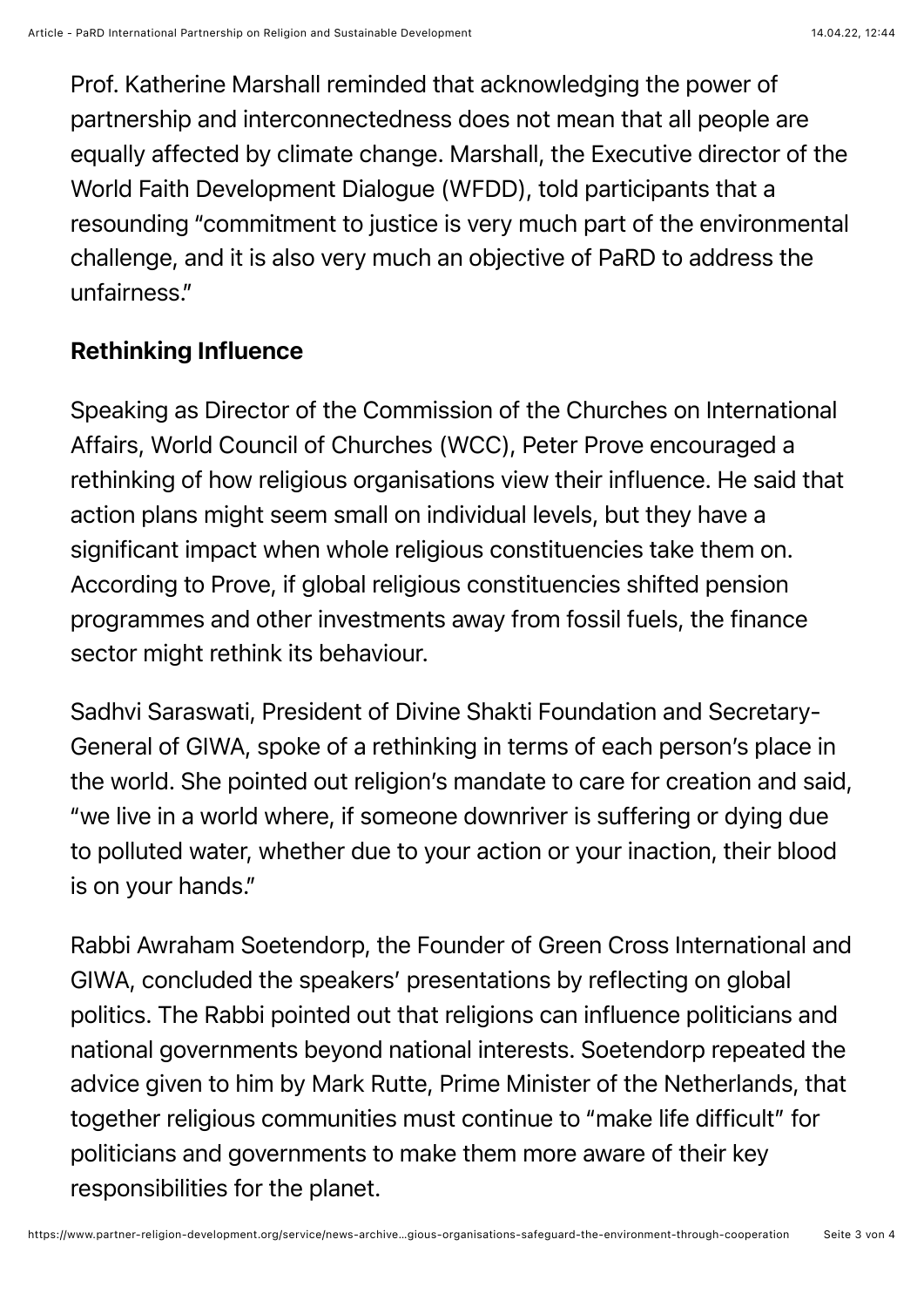Prof. Katherine Marshall reminded that acknowledging the power of partnership and interconnectedness does not mean that all people are equally affected by climate change. Marshall, the Executive director of the World Faith Development Dialogue (WFDD), told participants that a resounding "commitment to justice is very much part of the environmental challenge, and it is also very much an objective of PaRD to address the unfairness."

### Rethinking Influence

Speaking as Director of the Commission of the Churches on International Affairs, World Council of Churches (WCC), Peter Prove encouraged a rethinking of how religious organisations view their influence. He said that action plans might seem small on individual levels, but they have a significant impact when whole religious constituencies take them on. According to Prove, if global religious constituencies shifted pension programmes and other investments away from fossil fuels, the finance sector might rethink its behaviour.

Sadhvi Saraswati, President of Divine Shakti Foundation and Secretary-General of GIWA, spoke of a rethinking in terms of each person's place in the world. She pointed out religion's mandate to care for creation and said, "we live in a world where, if someone downriver is suffering or dying due to polluted water, whether due to your action or your inaction, their blood is on your hands."

Rabbi Awraham Soetendorp, the Founder of Green Cross International and GIWA, concluded the speakers' presentations by reflecting on global politics. The Rabbi pointed out that religions can influence politicians and national governments beyond national interests. Soetendorp repeated the advice given to him by Mark Rutte, Prime Minister of the Netherlands, that together religious communities must continue to "make life difficult" for politicians and governments to make them more aware of their key responsibilities for the planet.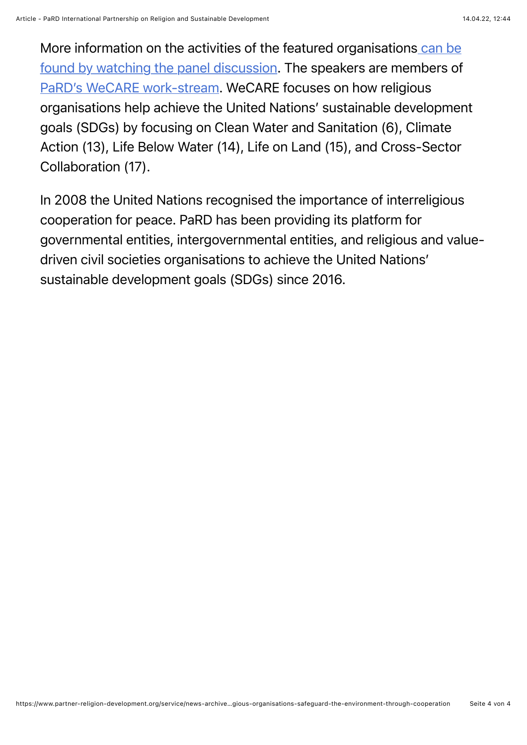More information on the activities of the featured organisations can be found by watching the panel discussion. The speakers are members of PaRD's WeCARE work-stream. WeCARE focuses on how religious organisations help achieve the United Nations' sustainable development goals (SDGs) by focusing on Clean Water and Sanitation (6), Climate Action (13), Life Below Water (14), Life on Land (15), and Cross-Sector Collaboration (17).

In 2008 the United Nations recognised the importance of interreligious cooperation for peace. PaRD has been providing its platform for governmental entities, intergovernmental entities, and religious and value-driven civil societies organisations to achieve the United Nations' sustainable development goals (SDGs) since 2016.